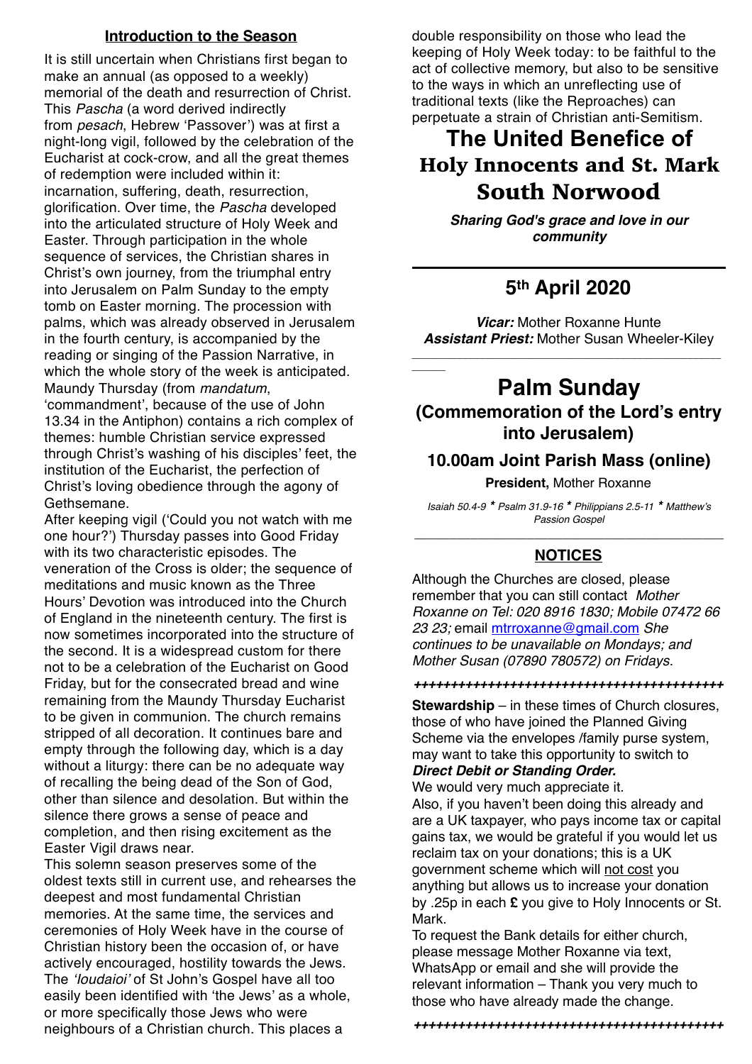## Introduction to the Season

It is still uncertain when Christians first began to make an annual (as opposed to a weekly) memorial of the death and resurrection of Christ. This *Pascha* (a word derived indirectly from *pesach*, Hebrew 'Passover') was at first a night-long vigil, followed by the celebration of the Eucharist at cock-crow, and all the great themes of redemption were included within it: incarnation, suffering, death, resurrection, glorification. Over time, the *Pascha* developed into the articulated structure of Holy Week and Easter. Through participation in the whole sequence of services, the Christian shares in Christ's own journey, from the triumphal entry into Jerusalem on Palm Sunday to the empty tomb on Easter morning. The procession with palms, which was already observed in Jerusalem in the fourth century, is accompanied by the reading or singing of the Passion Narrative, in which the whole story of the week is anticipated. Maundy Thursday (from *mandatum*, 'commandment', because of the use of John 13.34 in the Antiphon) contains a rich complex of themes: humble Christian service expressed through Christ's washing of his disciples' feet, the institution of the Eucharist, the perfection of Christ's loving obedience through the agony of Gethsemane.

After keeping vigil ('Could you not watch with me one hour?') Thursday passes into Good Friday with its two characteristic episodes. The veneration of the Cross is older; the sequence of meditations and music known as the Three Hours' Devotion was introduced into the Church of England in the nineteenth century. The first is now sometimes incorporated into the structure of the second. It is a widespread custom for there not to be a celebration of the Eucharist on Good Friday, but for the consecrated bread and wine remaining from the Maundy Thursday Eucharist to be given in communion. The church remains stripped of all decoration. It continues bare and empty through the following day, which is a day without a liturgy: there can be no adequate way of recalling the being dead of the Son of God, other than silence and desolation. But within the silence there grows a sense of peace and completion, and then rising excitement as the Easter Vigil draws near.

This solemn season preserves some of the oldest texts still in current use, and rehearses the deepest and most fundamental Christian memories. At the same time, the services and ceremonies of Holy Week have in the course of Christian history been the occasion of, or have actively encouraged, hostility towards the Jews. The *'Ioudaioi'* of St John's Gospel have all too easily been identified with 'the Jews' as a whole, or more specifically those Jews who were neighbours of a Christian church. This places a double responsibility on those who lead the keeping of Holy Week today: to be faithful to the act of collective memory, but also to be sensitive to the ways in which an unreflecting use of traditional texts (like the Reproaches) can perpetuate a strain of Christian anti-Semitism.

# The United Benefice of Holy Innocents and St. Mark South Norwood

***Sharing God's grace and love in our community***

## 5th April 2020

***Vicar:*** Mother Roxanne Hunte
***Assistant Priest:*** Mother Susan Wheeler-Kiley

# Palm Sunday

## (Commemoration of the Lord's entry into Jerusalem)

### 10.00am Joint Parish Mass (online)

**President,** Mother Roxanne

*Isaiah 50.4-9 * Psalm 31.9-16 * Philippians 2.5-11 * Matthew's Passion Gospel*

## NOTICES

Although the Churches are closed, please remember that you can still contact *Mother Roxanne on Tel: 020 8916 1830; Mobile 07472 66 23 23;* email mtrroxanne@gmail.com *She continues to be unavailable on Mondays; and Mother Susan (07890 780572) on Fridays.*

+++++++++++++++++++++++++++++++++++++++++++

**Stewardship** – in these times of Church closures, those of who have joined the Planned Giving Scheme via the envelopes /family purse system, may want to take this opportunity to switch to ***Direct Debit or Standing Order.***

We would very much appreciate it.

Also, if you haven't been doing this already and are a UK taxpayer, who pays income tax or capital gains tax, we would be grateful if you would let us reclaim tax on your donations; this is a UK government scheme which will not cost you anything but allows us to increase your donation by .25p in each **£** you give to Holy Innocents or St. Mark.

To request the Bank details for either church, please message Mother Roxanne via text, WhatsApp or email and she will provide the relevant information – Thank you very much to those who have already made the change.

+++++++++++++++++++++++++++++++++++++++++++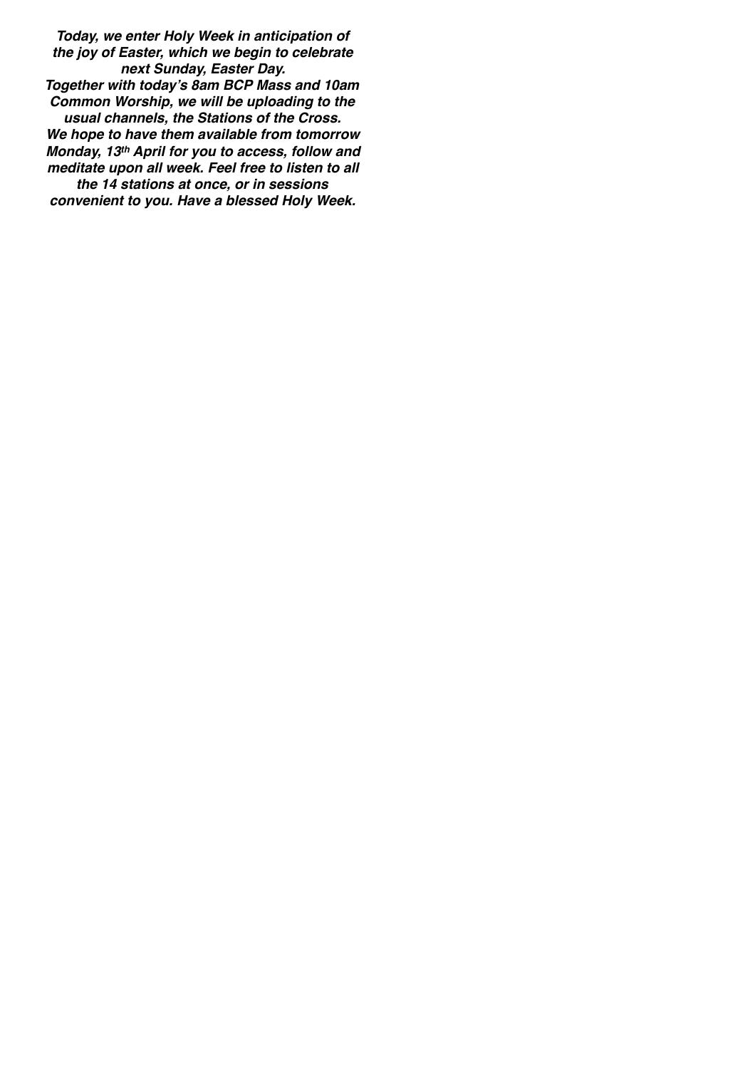***Today, we enter Holy Week in anticipation of the joy of Easter, which we begin to celebrate next Sunday, Easter Day.***
***Together with today's 8am BCP Mass and 10am Common Worship, we will be uploading to the usual channels, the Stations of the Cross.***
***We hope to have them available from tomorrow Monday, 13th April for you to access, follow and meditate upon all week. Feel free to listen to all the 14 stations at once, or in sessions convenient to you. Have a blessed Holy Week.***